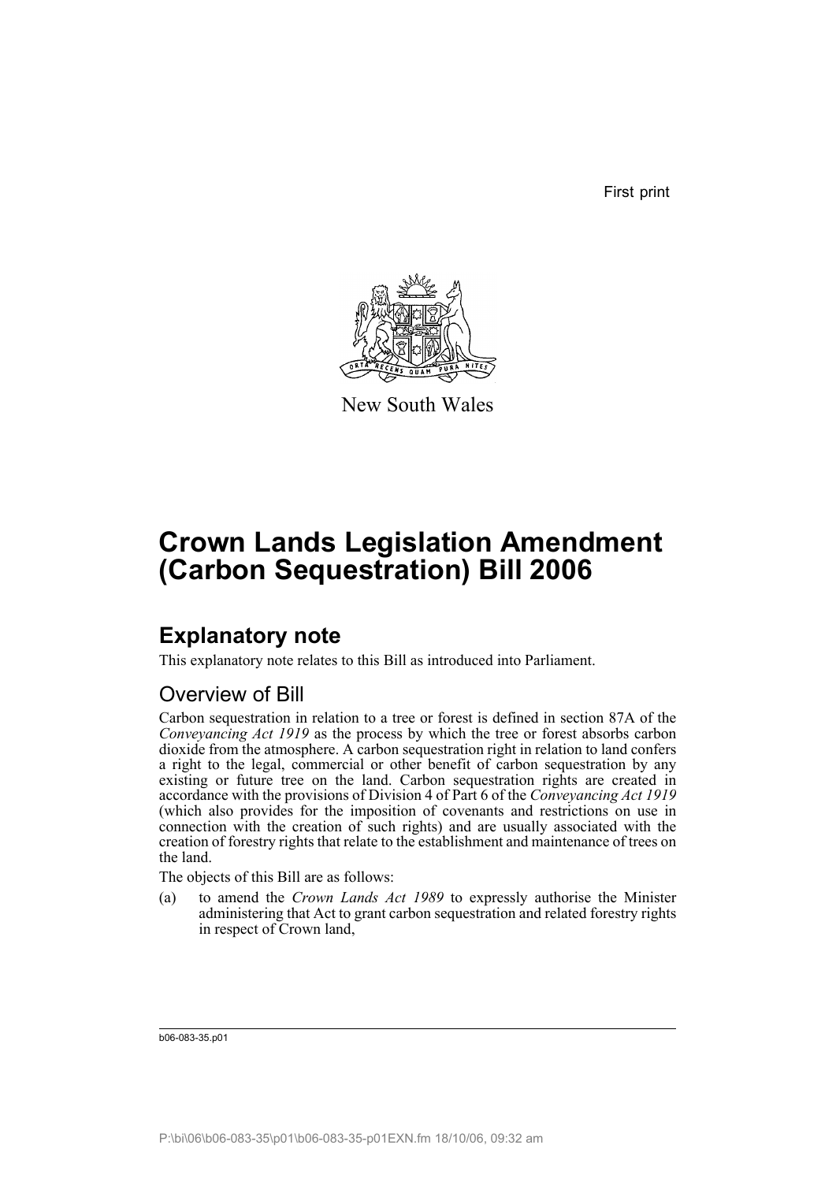First print

New South Wales

# Crown Lands Legislation Amendment (Carbon Sequestration) Bill 2006

## Explanatory note

This explanatory note relates to this Bill as introduced into Parliament.

### Overview of Bill

Carbon sequestration in relation to a tree or forest is defined in section 87A of the *Conveyancing Act 1919* as the process by which the tree or forest absorbs carbon dioxide from the atmosphere. A carbon sequestration right in relation to land confers a right to the legal, commercial or other benefit of carbon sequestration by any existing or future tree on the land. Carbon sequestration rights are created in accordance with the provisions of Division 4 of Part 6 of the *Conveyancing Act 1919* (which also provides for the imposition of covenants and restrictions on use in connection with the creation of such rights) and are usually associated with the creation of forestry rights that relate to the establishment and maintenance of trees on the land.

The objects of this Bill are as follows:

(a) to amend the *Crown Lands Act 1989* to expressly authorise the Minister administering that Act to grant carbon sequestration and related forestry rights in respect of Crown land,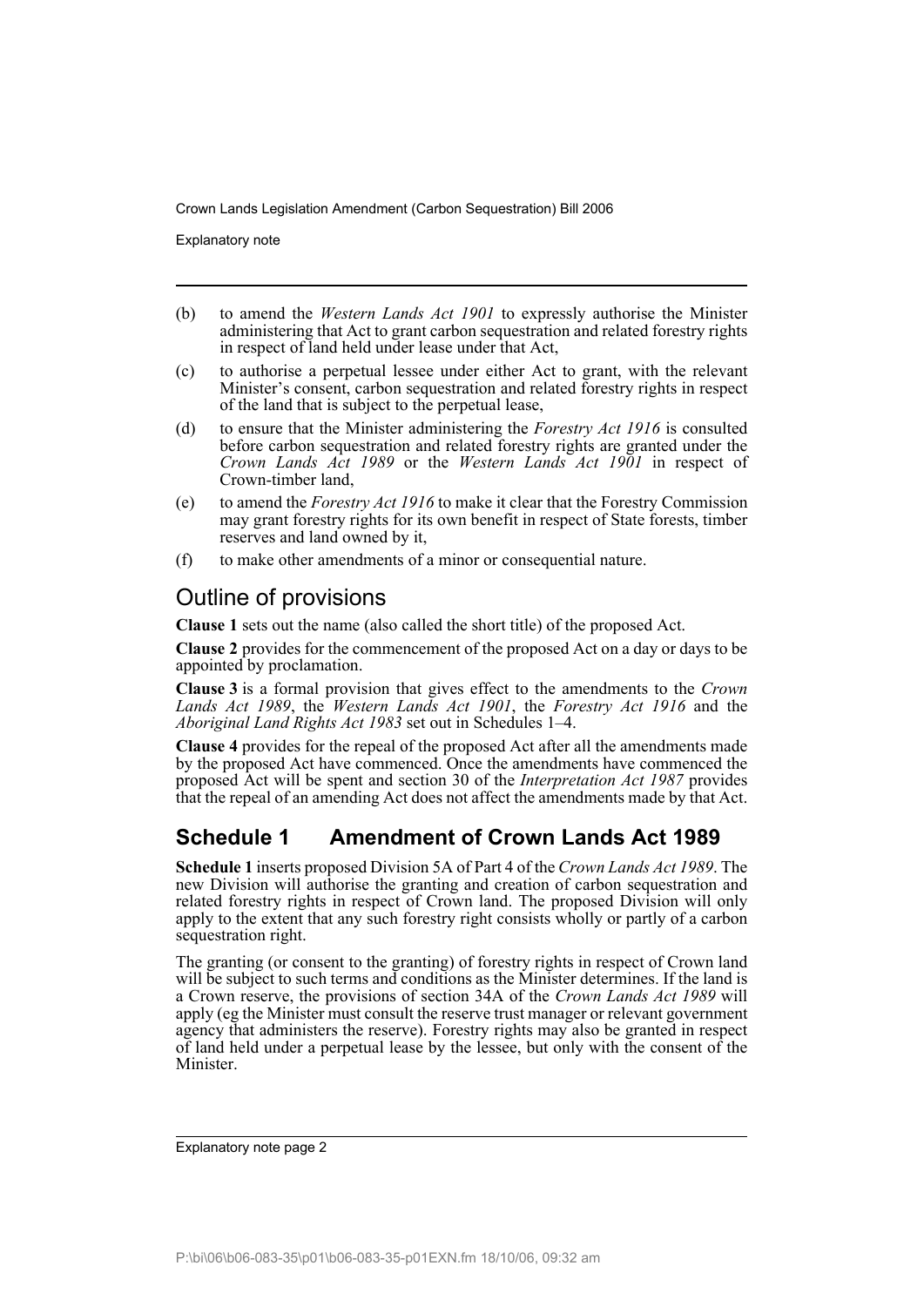- (b) to amend the *Western Lands Act 1901* to expressly authorise the Minister administering that Act to grant carbon sequestration and related forestry rights in respect of land held under lease under that Act,
- (c) to authorise a perpetual lessee under either Act to grant, with the relevant Minister's consent, carbon sequestration and related forestry rights in respect of the land that is subject to the perpetual lease,
- (d) to ensure that the Minister administering the *Forestry Act 1916* is consulted before carbon sequestration and related forestry rights are granted under the *Crown Lands Act 1989* or the *Western Lands Act 1901* in respect of Crown-timber land,
- (e) to amend the *Forestry Act 1916* to make it clear that the Forestry Commission may grant forestry rights for its own benefit in respect of State forests, timber reserves and land owned by it,
- (f) to make other amendments of a minor or consequential nature.

## Outline of provisions

**Clause 1** sets out the name (also called the short title) of the proposed Act.

**Clause 2** provides for the commencement of the proposed Act on a day or days to be appointed by proclamation.

**Clause 3** is a formal provision that gives effect to the amendments to the *Crown Lands Act 1989*, the *Western Lands Act 1901*, the *Forestry Act 1916* and the *Aboriginal Land Rights Act 1983* set out in Schedules 1–4.

**Clause 4** provides for the repeal of the proposed Act after all the amendments made by the proposed Act have commenced. Once the amendments have commenced the proposed Act will be spent and section 30 of the *Interpretation Act 1987* provides that the repeal of an amending Act does not affect the amendments made by that Act.

## Schedule 1 Amendment of Crown Lands Act 1989

**Schedule 1** inserts proposed Division 5A of Part 4 of the *Crown Lands Act 1989*. The new Division will authorise the granting and creation of carbon sequestration and related forestry rights in respect of Crown land. The proposed Division will only apply to the extent that any such forestry right consists wholly or partly of a carbon sequestration right.

The granting (or consent to the granting) of forestry rights in respect of Crown land will be subject to such terms and conditions as the Minister determines. If the land is a Crown reserve, the provisions of section 34A of the *Crown Lands Act 1989* will apply (eg the Minister must consult the reserve trust manager or relevant government agency that administers the reserve). Forestry rights may also be granted in respect of land held under a perpetual lease by the lessee, but only with the consent of the Minister.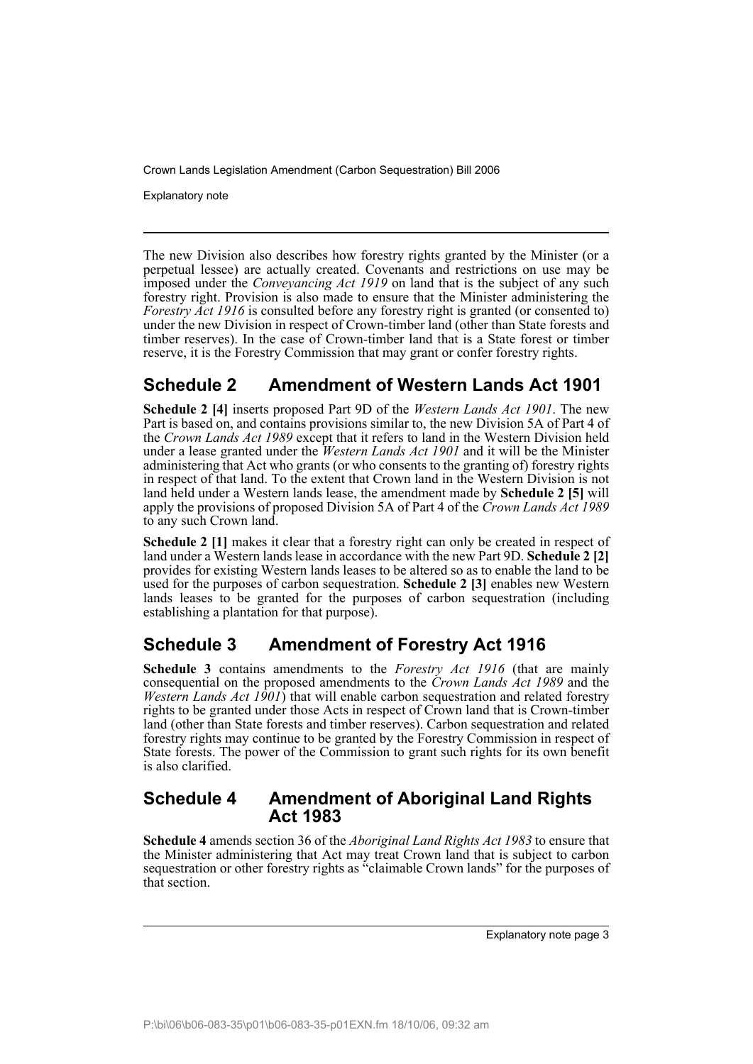The new Division also describes how forestry rights granted by the Minister (or a perpetual lessee) are actually created. Covenants and restrictions on use may be imposed under the *Conveyancing Act 1919* on land that is the subject of any such forestry right. Provision is also made to ensure that the Minister administering the *Forestry Act 1916* is consulted before any forestry right is granted (or consented to) under the new Division in respect of Crown-timber land (other than State forests and timber reserves). In the case of Crown-timber land that is a State forest or timber reserve, it is the Forestry Commission that may grant or confer forestry rights.

## Schedule 2 Amendment of Western Lands Act 1901

**Schedule 2 [4]** inserts proposed Part 9D of the *Western Lands Act 1901*. The new Part is based on, and contains provisions similar to, the new Division 5A of Part 4 of the *Crown Lands Act 1989* except that it refers to land in the Western Division held under a lease granted under the *Western Lands Act 1901* and it will be the Minister administering that Act who grants (or who consents to the granting of) forestry rights in respect of that land. To the extent that Crown land in the Western Division is not land held under a Western lands lease, the amendment made by **Schedule 2 [5]** will apply the provisions of proposed Division 5A of Part 4 of the *Crown Lands Act 1989* to any such Crown land.

**Schedule 2 [1]** makes it clear that a forestry right can only be created in respect of land under a Western lands lease in accordance with the new Part 9D. **Schedule 2 [2]** provides for existing Western lands leases to be altered so as to enable the land to be used for the purposes of carbon sequestration. **Schedule 2 [3]** enables new Western lands leases to be granted for the purposes of carbon sequestration (including establishing a plantation for that purpose).

## Schedule 3 Amendment of Forestry Act 1916

**Schedule 3** contains amendments to the *Forestry Act 1916* (that are mainly consequential on the proposed amendments to the *Crown Lands Act 1989* and the *Western Lands Act 1901*) that will enable carbon sequestration and related forestry rights to be granted under those Acts in respect of Crown land that is Crown-timber land (other than State forests and timber reserves). Carbon sequestration and related forestry rights may continue to be granted by the Forestry Commission in respect of State forests. The power of the Commission to grant such rights for its own benefit is also clarified.

## Schedule 4 Amendment of Aboriginal Land Rights Act 1983

**Schedule 4** amends section 36 of the *Aboriginal Land Rights Act 1983* to ensure that the Minister administering that Act may treat Crown land that is subject to carbon sequestration or other forestry rights as "claimable Crown lands" for the purposes of that section.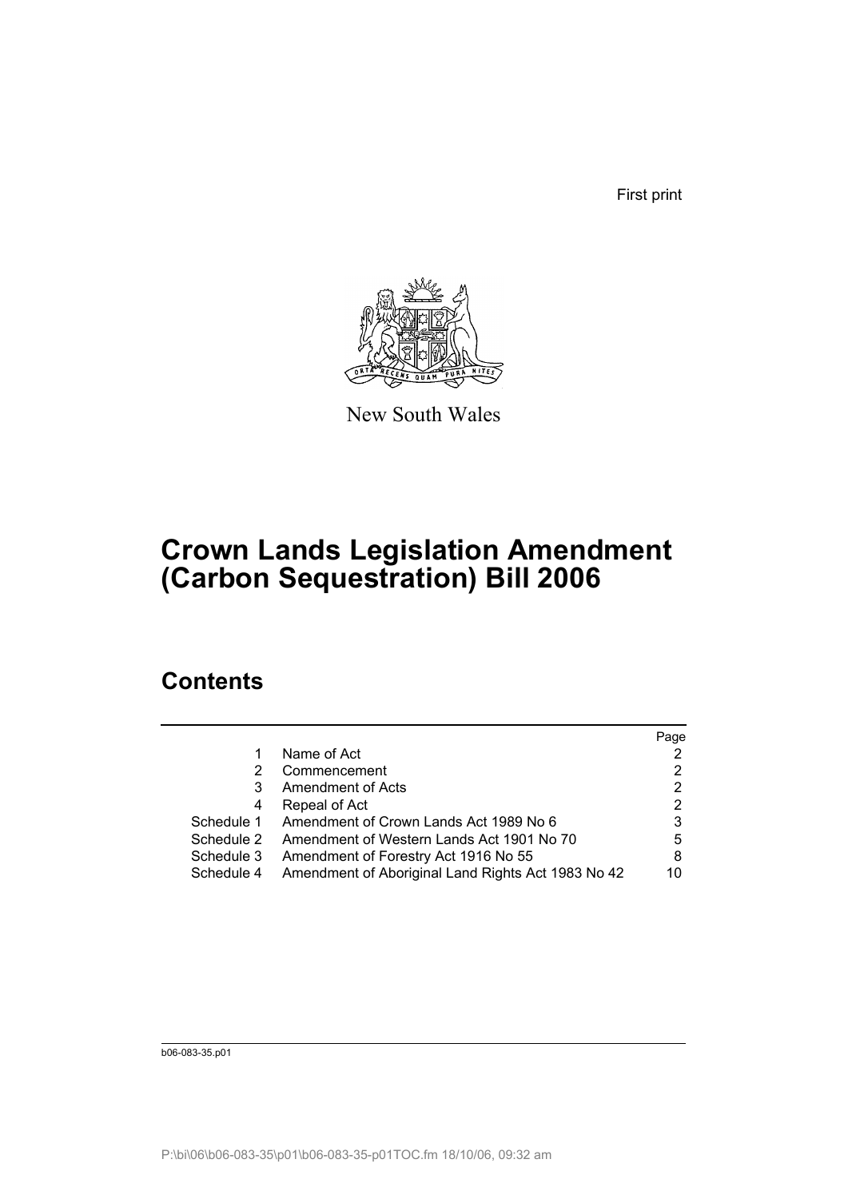First print

New South Wales

# Crown Lands Legislation Amendment (Carbon Sequestration) Bill 2006

## Contents

| | | Page |
|---|---|---|
| 1 | Name of Act | 2 |
| 2 | Commencement | 2 |
| 3 | Amendment of Acts | 2 |
| 4 | Repeal of Act | 2 |
| Schedule 1 | Amendment of Crown Lands Act 1989 No 6 | 3 |
| Schedule 2 | Amendment of Western Lands Act 1901 No 70 | 5 |
| Schedule 3 | Amendment of Forestry Act 1916 No 55 | 8 |
| Schedule 4 | Amendment of Aboriginal Land Rights Act 1983 No 42 | 10 |

b06-083-35.p01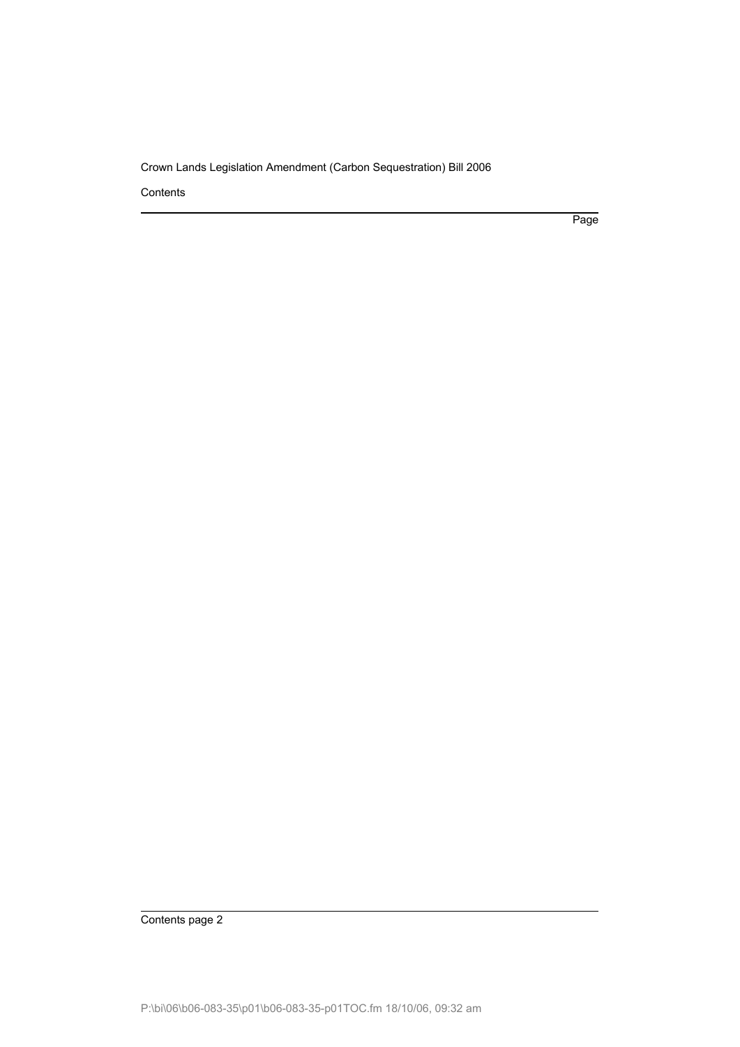Contents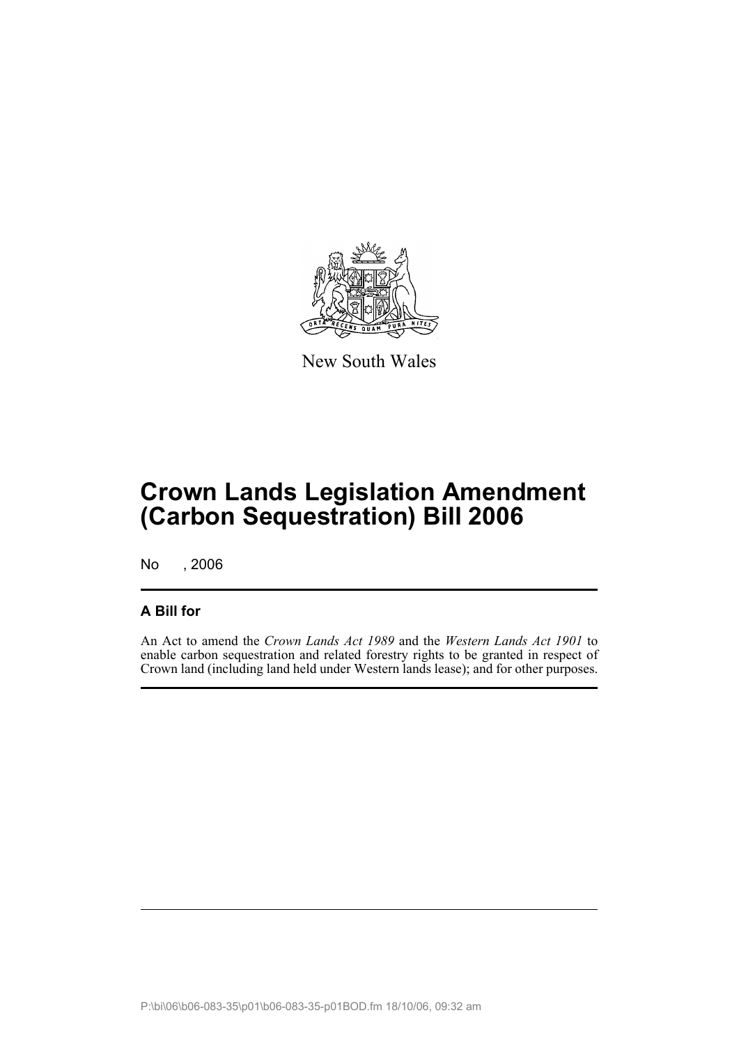New South Wales

# Crown Lands Legislation Amendment (Carbon Sequestration) Bill 2006

No , 2006

## A Bill for

An Act to amend the *Crown Lands Act 1989* and the *Western Lands Act 1901* to enable carbon sequestration and related forestry rights to be granted in respect of Crown land (including land held under Western lands lease); and for other purposes.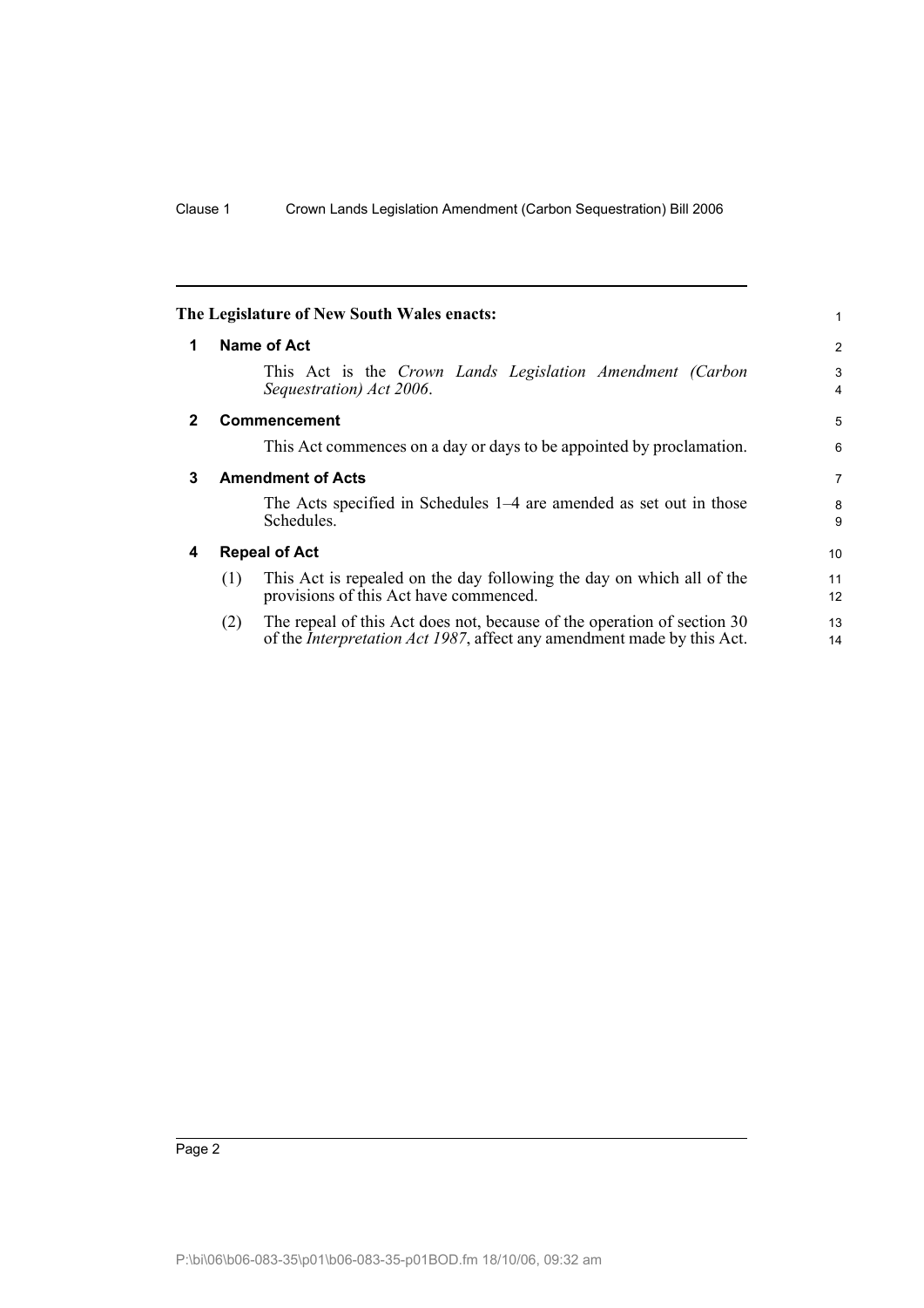**The Legislature of New South Wales enacts:**

## 1 Name of Act

This Act is the *Crown Lands Legislation Amendment (Carbon Sequestration) Act 2006*.

## 2 Commencement

This Act commences on a day or days to be appointed by proclamation.

## 3 Amendment of Acts

The Acts specified in Schedules 1–4 are amended as set out in those Schedules.

## 4 Repeal of Act

(1) This Act is repealed on the day following the day on which all of the provisions of this Act have commenced.

(2) The repeal of this Act does not, because of the operation of section 30 of the *Interpretation Act 1987*, affect any amendment made by this Act.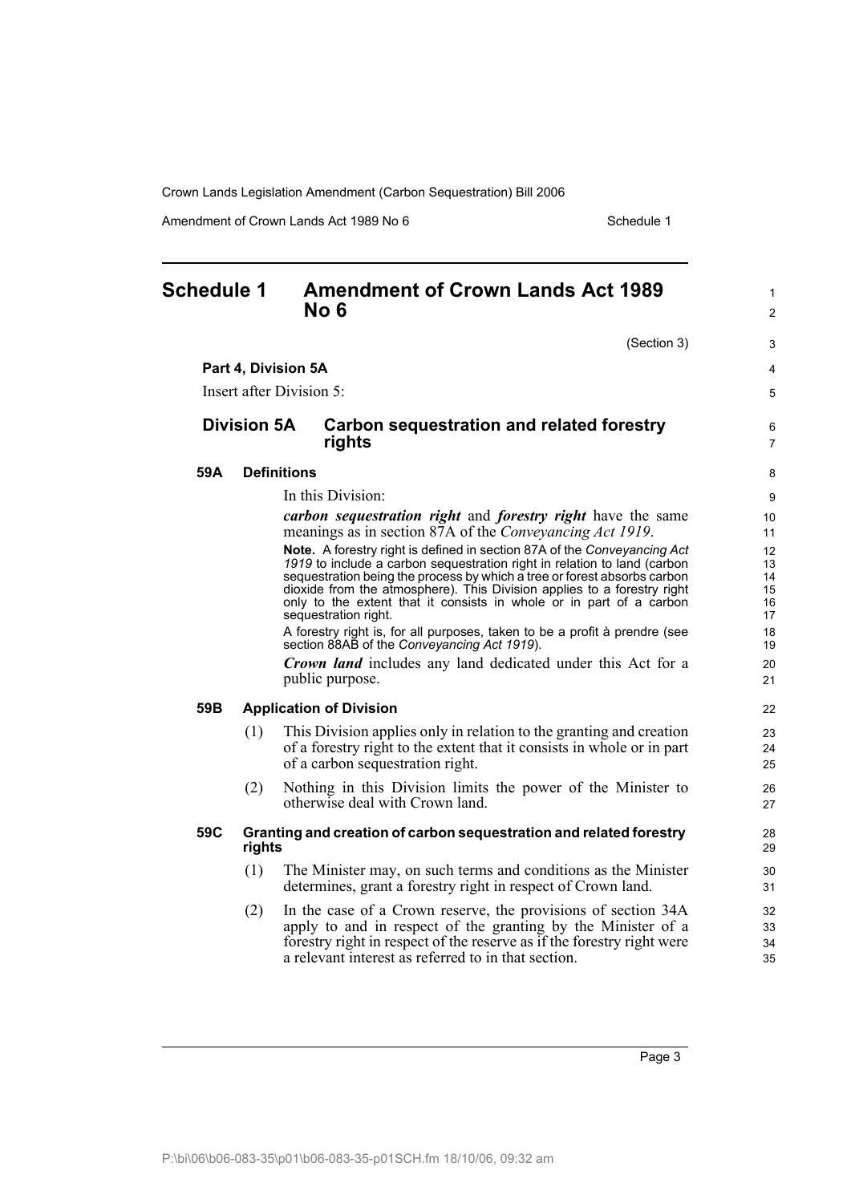# Schedule 1 Amendment of Crown Lands Act 1989 No 6

(Section 3)

**Part 4, Division 5A**

Insert after Division 5:

## Division 5A Carbon sequestration and related forestry rights

### 59A Definitions

In this Division:

***carbon sequestration right*** and ***forestry right*** have the same meanings as in section 87A of the *Conveyancing Act 1919*.

**Note.** A forestry right is defined in section 87A of the *Conveyancing Act 1919* to include a carbon sequestration right in relation to land (carbon sequestration being the process by which a tree or forest absorbs carbon dioxide from the atmosphere). This Division applies to a forestry right only to the extent that it consists in whole or in part of a carbon sequestration right.

A forestry right is, for all purposes, taken to be a profit à prendre (see section 88AB of the *Conveyancing Act 1919*).

***Crown land*** includes any land dedicated under this Act for a public purpose.

### 59B Application of Division

(1) This Division applies only in relation to the granting and creation of a forestry right to the extent that it consists in whole or in part of a carbon sequestration right.

(2) Nothing in this Division limits the power of the Minister to otherwise deal with Crown land.

### 59C Granting and creation of carbon sequestration and related forestry rights

(1) The Minister may, on such terms and conditions as the Minister determines, grant a forestry right in respect of Crown land.

(2) In the case of a Crown reserve, the provisions of section 34A apply to and in respect of the granting by the Minister of a forestry right in respect of the reserve as if the forestry right were a relevant interest as referred to in that section.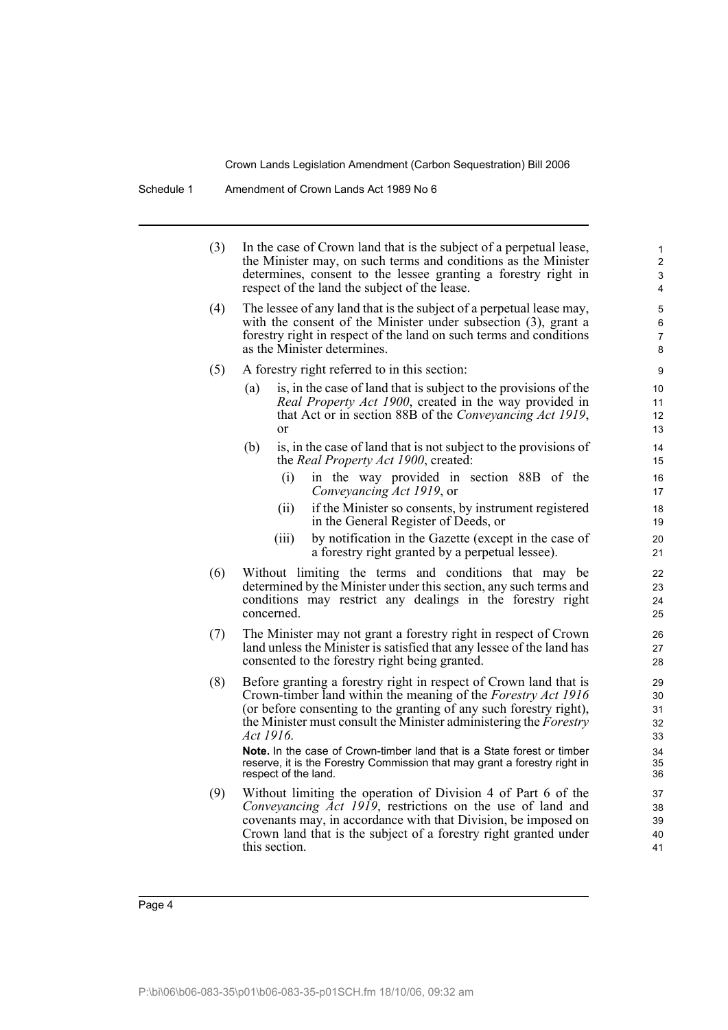(3) In the case of Crown land that is the subject of a perpetual lease, the Minister may, on such terms and conditions as the Minister determines, consent to the lessee granting a forestry right in respect of the land the subject of the lease.

(4) The lessee of any land that is the subject of a perpetual lease may, with the consent of the Minister under subsection (3), grant a forestry right in respect of the land on such terms and conditions as the Minister determines.

(5) A forestry right referred to in this section:

- (a) is, in the case of land that is subject to the provisions of the *Real Property Act 1900*, created in the way provided in that Act or in section 88B of the *Conveyancing Act 1919*, or
- (b) is, in the case of land that is not subject to the provisions of the *Real Property Act 1900*, created:
  - (i) in the way provided in section 88B of the *Conveyancing Act 1919*, or
  - (ii) if the Minister so consents, by instrument registered in the General Register of Deeds, or
  - (iii) by notification in the Gazette (except in the case of a forestry right granted by a perpetual lessee).

(6) Without limiting the terms and conditions that may be determined by the Minister under this section, any such terms and conditions may restrict any dealings in the forestry right concerned.

(7) The Minister may not grant a forestry right in respect of Crown land unless the Minister is satisfied that any lessee of the land has consented to the forestry right being granted.

(8) Before granting a forestry right in respect of Crown land that is Crown-timber land within the meaning of the *Forestry Act 1916* (or before consenting to the granting of any such forestry right), the Minister must consult the Minister administering the *Forestry Act 1916*.

**Note.** In the case of Crown-timber land that is a State forest or timber reserve, it is the Forestry Commission that may grant a forestry right in respect of the land.

(9) Without limiting the operation of Division 4 of Part 6 of the *Conveyancing Act 1919*, restrictions on the use of land and covenants may, in accordance with that Division, be imposed on Crown land that is the subject of a forestry right granted under this section.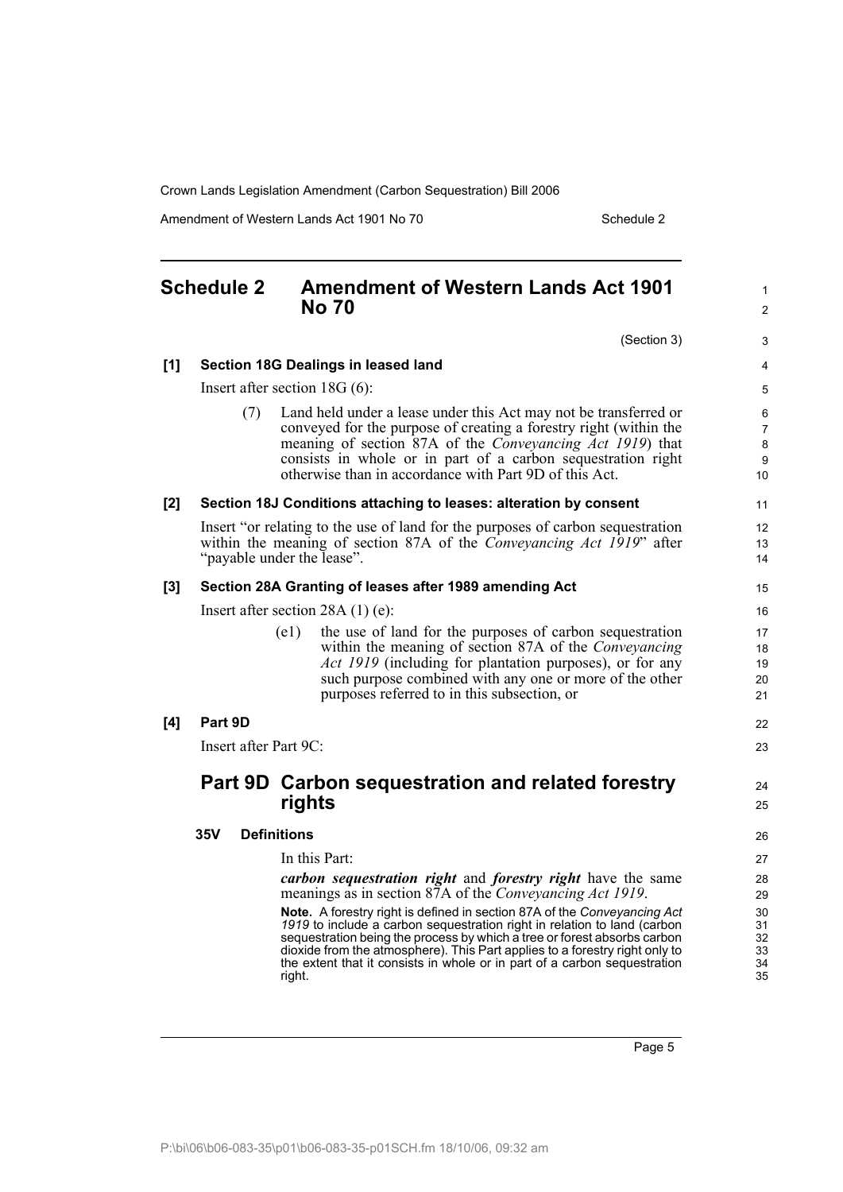## Schedule 2 Amendment of Western Lands Act 1901 No 70

(Section 3)

**[1] Section 18G Dealings in leased land**

Insert after section 18G (6):

> (7) Land held under a lease under this Act may not be transferred or conveyed for the purpose of creating a forestry right (within the meaning of section 87A of the *Conveyancing Act 1919*) that consists in whole or in part of a carbon sequestration right otherwise than in accordance with Part 9D of this Act.

**[2] Section 18J Conditions attaching to leases: alteration by consent**

Insert "or relating to the use of land for the purposes of carbon sequestration within the meaning of section 87A of the *Conveyancing Act 1919*" after "payable under the lease".

**[3] Section 28A Granting of leases after 1989 amending Act**

Insert after section 28A (1) (e):

> (e1) the use of land for the purposes of carbon sequestration within the meaning of section 87A of the *Conveyancing Act 1919* (including for plantation purposes), or for any such purpose combined with any one or more of the other purposes referred to in this subsection, or

**[4] Part 9D**

Insert after Part 9C:

### Part 9D Carbon sequestration and related forestry rights

**35V Definitions**

In this Part:

***carbon sequestration right*** and ***forestry right*** have the same meanings as in section 87A of the *Conveyancing Act 1919*.

**Note.** A forestry right is defined in section 87A of the *Conveyancing Act 1919* to include a carbon sequestration right in relation to land (carbon sequestration being the process by which a tree or forest absorbs carbon dioxide from the atmosphere). This Part applies to a forestry right only to the extent that it consists in whole or in part of a carbon sequestration right.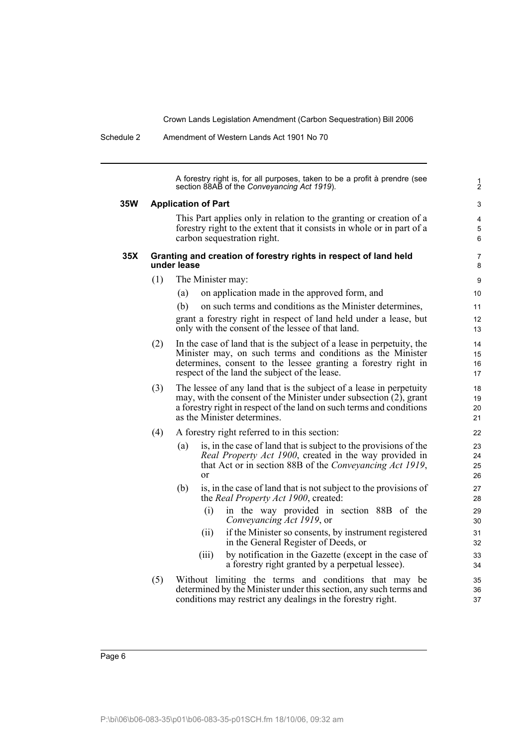A forestry right is, for all purposes, taken to be a profit à prendre (see section 88AB of the *Conveyancing Act 1919*).

**35W Application of Part**

This Part applies only in relation to the granting or creation of a forestry right to the extent that it consists in whole or in part of a carbon sequestration right.

**35X Granting and creation of forestry rights in respect of land held under lease**

(1) The Minister may:

(a) on application made in the approved form, and

(b) on such terms and conditions as the Minister determines,

grant a forestry right in respect of land held under a lease, but only with the consent of the lessee of that land.

(2) In the case of land that is the subject of a lease in perpetuity, the Minister may, on such terms and conditions as the Minister determines, consent to the lessee granting a forestry right in respect of the land the subject of the lease.

(3) The lessee of any land that is the subject of a lease in perpetuity may, with the consent of the Minister under subsection (2), grant a forestry right in respect of the land on such terms and conditions as the Minister determines.

(4) A forestry right referred to in this section:

(a) is, in the case of land that is subject to the provisions of the *Real Property Act 1900*, created in the way provided in that Act or in section 88B of the *Conveyancing Act 1919*, or

(b) is, in the case of land that is not subject to the provisions of the *Real Property Act 1900*, created:

(i) in the way provided in section 88B of the *Conveyancing Act 1919*, or

(ii) if the Minister so consents, by instrument registered in the General Register of Deeds, or

(iii) by notification in the Gazette (except in the case of a forestry right granted by a perpetual lessee).

(5) Without limiting the terms and conditions that may be determined by the Minister under this section, any such terms and conditions may restrict any dealings in the forestry right.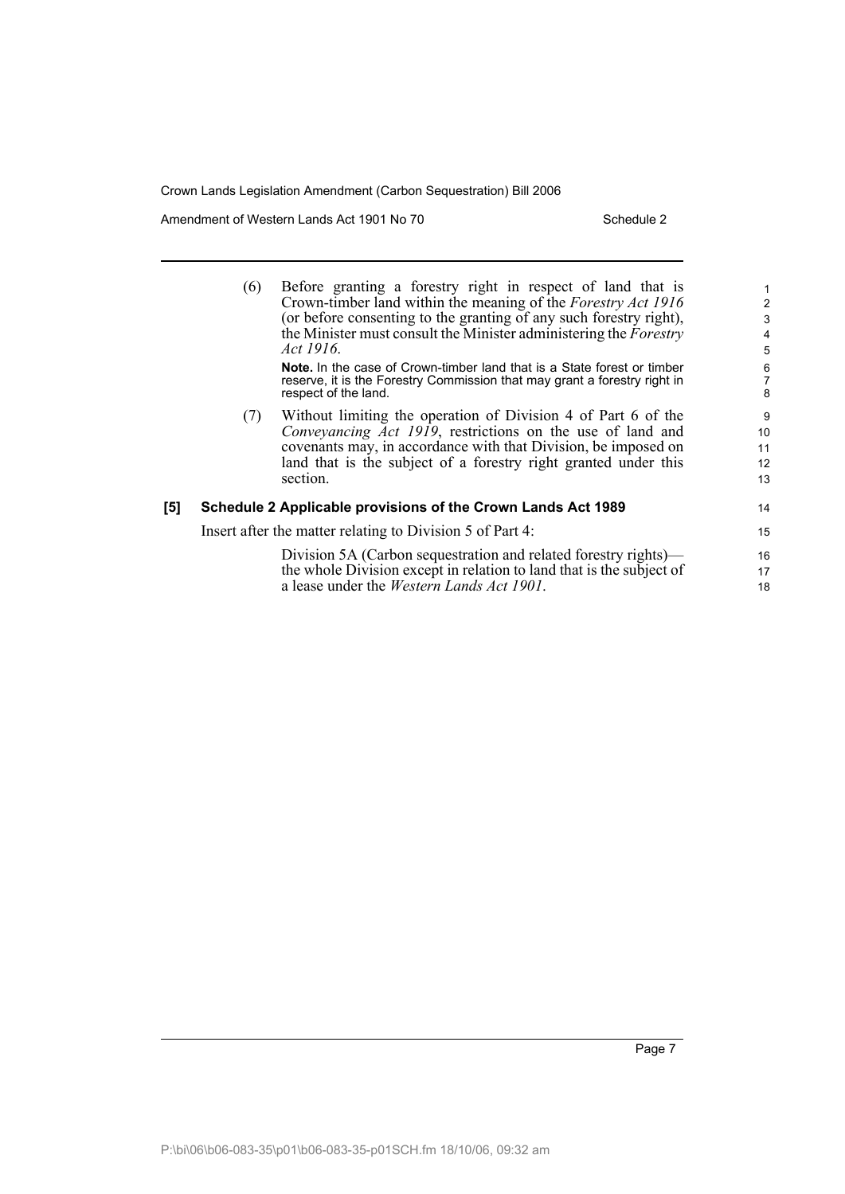(6) Before granting a forestry right in respect of land that is Crown-timber land within the meaning of the *Forestry Act 1916* (or before consenting to the granting of any such forestry right), the Minister must consult the Minister administering the *Forestry Act 1916*.

**Note.** In the case of Crown-timber land that is a State forest or timber reserve, it is the Forestry Commission that may grant a forestry right in respect of the land.

(7) Without limiting the operation of Division 4 of Part 6 of the *Conveyancing Act 1919*, restrictions on the use of land and covenants may, in accordance with that Division, be imposed on land that is the subject of a forestry right granted under this section.

**[5] Schedule 2 Applicable provisions of the Crown Lands Act 1989**

Insert after the matter relating to Division 5 of Part 4:

Division 5A (Carbon sequestration and related forestry rights)—the whole Division except in relation to land that is the subject of a lease under the *Western Lands Act 1901*.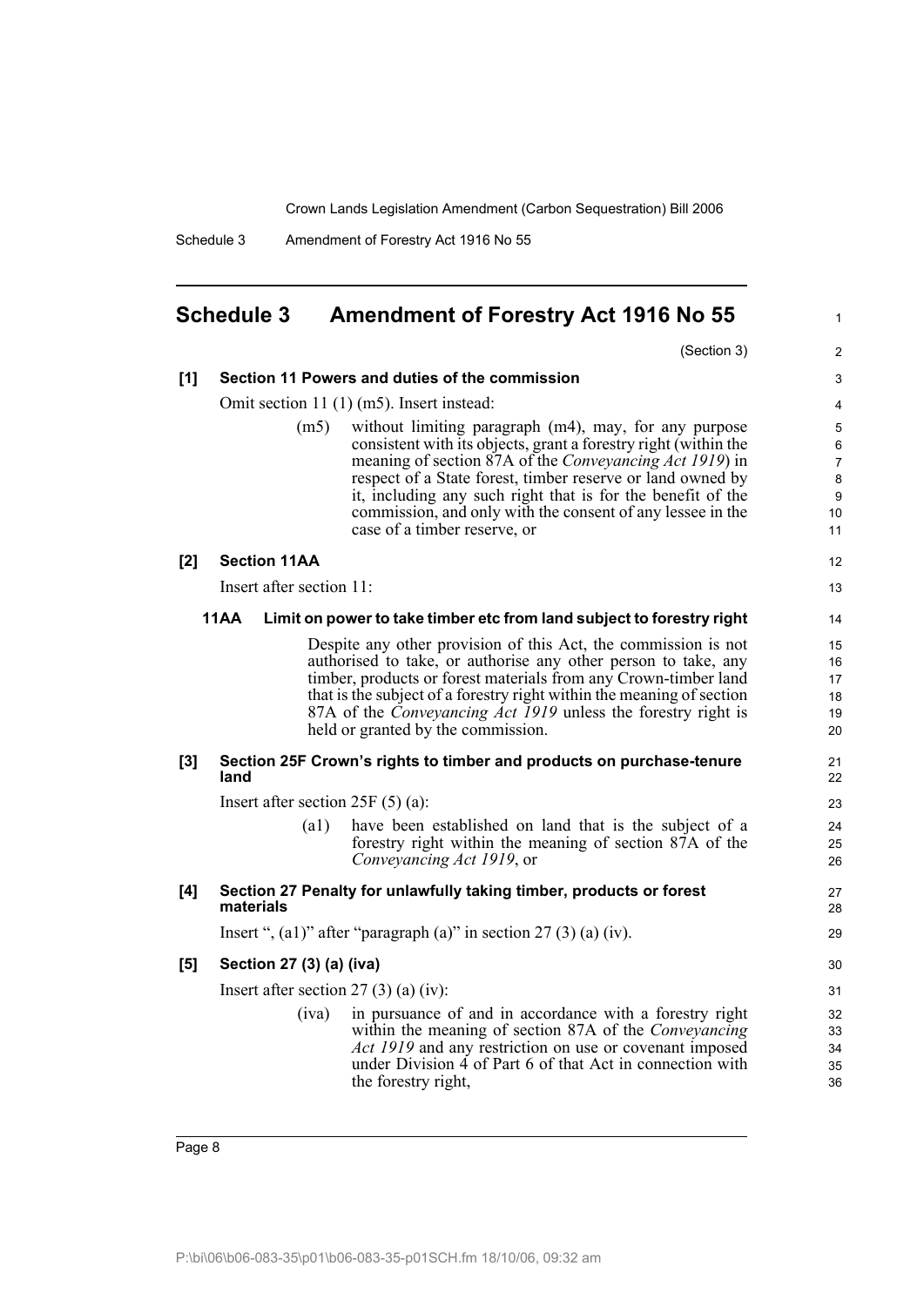# Schedule 3 Amendment of Forestry Act 1916 No 55

(Section 3)

**[1] Section 11 Powers and duties of the commission**

Omit section 11 (1) (m5). Insert instead:

> (m5) without limiting paragraph (m4), may, for any purpose consistent with its objects, grant a forestry right (within the meaning of section 87A of the *Conveyancing Act 1919*) in respect of a State forest, timber reserve or land owned by it, including any such right that is for the benefit of the commission, and only with the consent of any lessee in the case of a timber reserve, or

**[2] Section 11AA**

Insert after section 11:

> **11AA Limit on power to take timber etc from land subject to forestry right**
>
> Despite any other provision of this Act, the commission is not authorised to take, or authorise any other person to take, any timber, products or forest materials from any Crown-timber land that is the subject of a forestry right within the meaning of section 87A of the *Conveyancing Act 1919* unless the forestry right is held or granted by the commission.

**[3] Section 25F Crown's rights to timber and products on purchase-tenure land**

Insert after section 25F (5) (a):

> (a1) have been established on land that is the subject of a forestry right within the meaning of section 87A of the *Conveyancing Act 1919*, or

**[4] Section 27 Penalty for unlawfully taking timber, products or forest materials**

Insert ", (a1)" after "paragraph (a)" in section 27 (3) (a) (iv).

**[5] Section 27 (3) (a) (iva)**

Insert after section 27 (3) (a) (iv):

> (iva) in pursuance of and in accordance with a forestry right within the meaning of section 87A of the *Conveyancing Act 1919* and any restriction on use or covenant imposed under Division 4 of Part 6 of that Act in connection with the forestry right,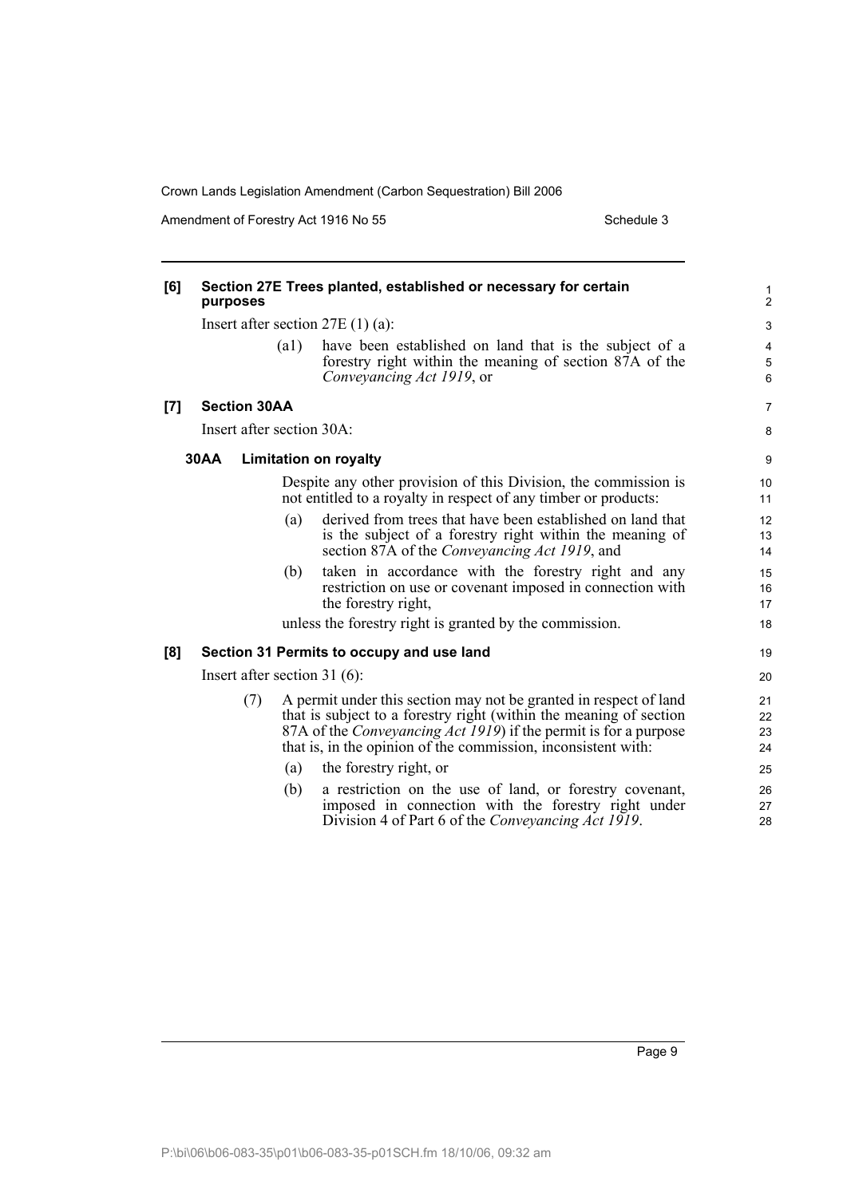**[6] Section 27E Trees planted, established or necessary for certain purposes**

Insert after section 27E (1) (a):

> (a1) have been established on land that is the subject of a forestry right within the meaning of section 87A of the *Conveyancing Act 1919*, or

**[7] Section 30AA**

Insert after section 30A:

**30AA Limitation on royalty**

Despite any other provision of this Division, the commission is not entitled to a royalty in respect of any timber or products:

(a) derived from trees that have been established on land that is the subject of a forestry right within the meaning of section 87A of the *Conveyancing Act 1919*, and

(b) taken in accordance with the forestry right and any restriction on use or covenant imposed in connection with the forestry right,

unless the forestry right is granted by the commission.

**[8] Section 31 Permits to occupy and use land**

Insert after section 31 (6):

(7) A permit under this section may not be granted in respect of land that is subject to a forestry right (within the meaning of section 87A of the *Conveyancing Act 1919*) if the permit is for a purpose that is, in the opinion of the commission, inconsistent with:

(a) the forestry right, or

(b) a restriction on the use of land, or forestry covenant, imposed in connection with the forestry right under Division 4 of Part 6 of the *Conveyancing Act 1919*.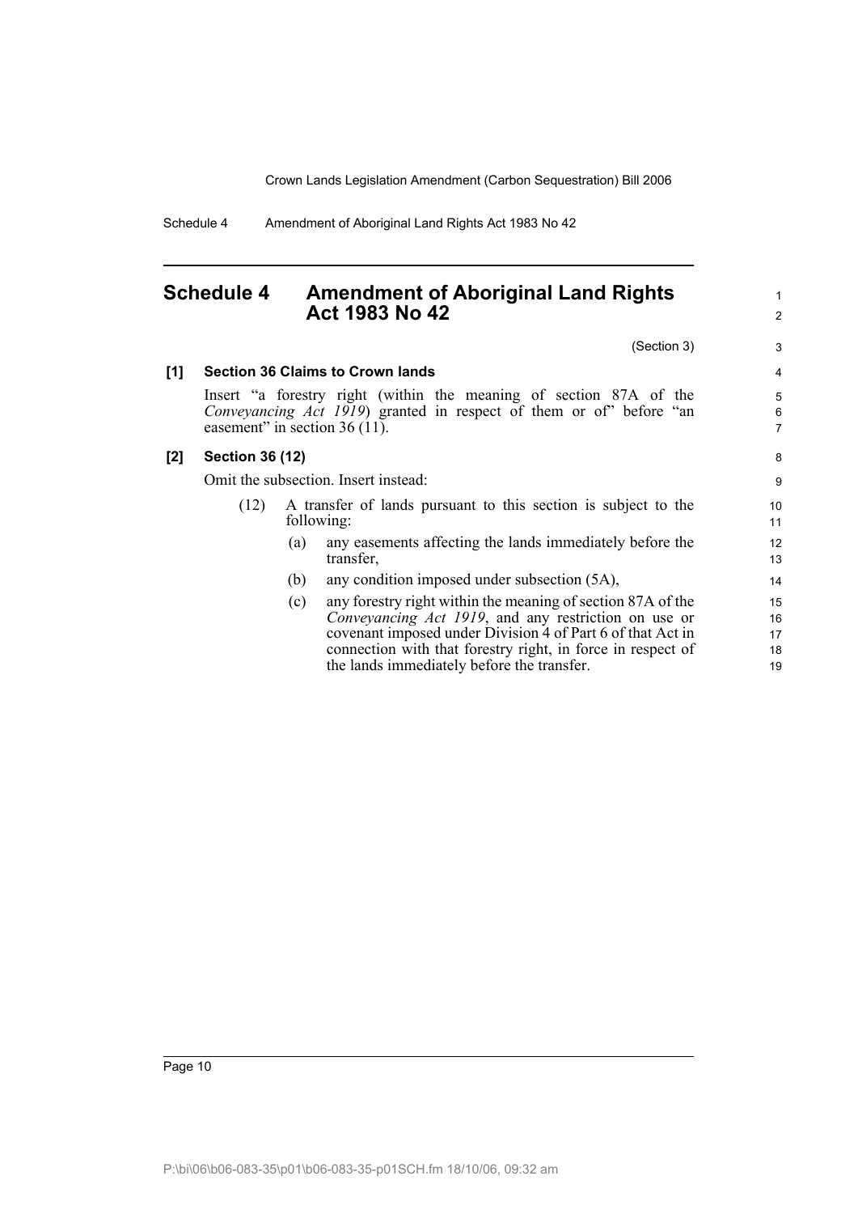## Schedule 4 Amendment of Aboriginal Land Rights Act 1983 No 42

(Section 3)

**[1] Section 36 Claims to Crown lands**

Insert "a forestry right (within the meaning of section 87A of the *Conveyancing Act 1919*) granted in respect of them or of" before "an easement" in section 36 (11).

**[2] Section 36 (12)**

Omit the subsection. Insert instead:

(12) A transfer of lands pursuant to this section is subject to the following:

- (a) any easements affecting the lands immediately before the transfer,
- (b) any condition imposed under subsection (5A),
- (c) any forestry right within the meaning of section 87A of the *Conveyancing Act 1919*, and any restriction on use or covenant imposed under Division 4 of Part 6 of that Act in connection with that forestry right, in force in respect of the lands immediately before the transfer.